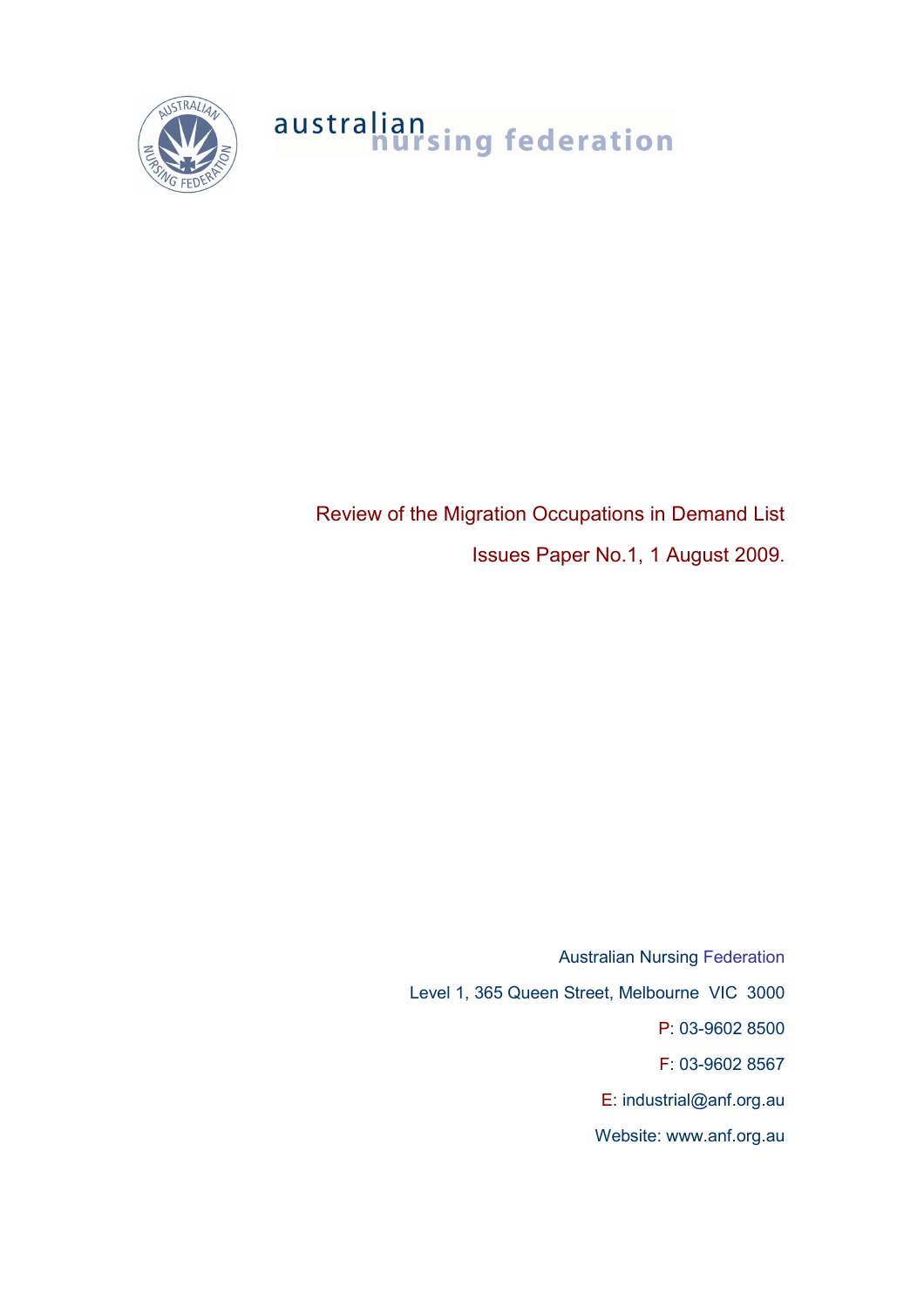australian nursing federation

Review of the Migration Occupations in Demand List

Issues Paper No.1, 1 August 2009.

Australian Nursing Federation

Level 1, 365 Queen Street, Melbourne VIC 3000

P: 03-9602 8500

F: 03-9602 8567

E: industrial@anf.org.au

Website: www.anf.org.au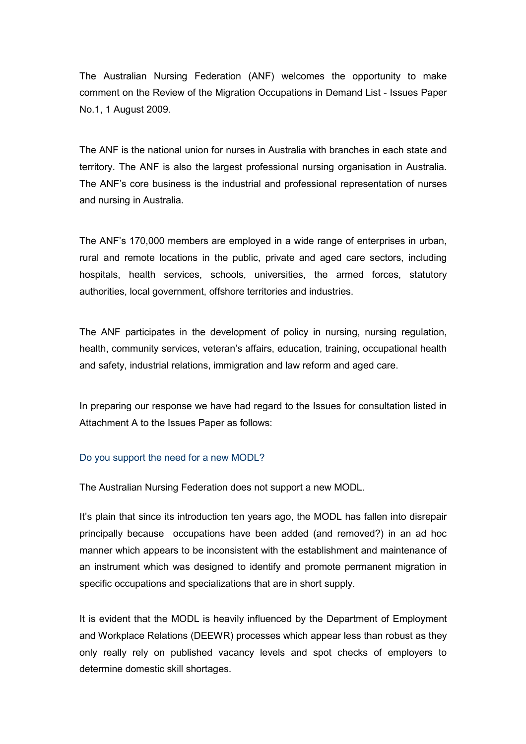The Australian Nursing Federation (ANF) welcomes the opportunity to make comment on the Review of the Migration Occupations in Demand List - Issues Paper No.1, 1 August 2009.

The ANF is the national union for nurses in Australia with branches in each state and territory. The ANF is also the largest professional nursing organisation in Australia. The ANF's core business is the industrial and professional representation of nurses and nursing in Australia.

The ANF's 170,000 members are employed in a wide range of enterprises in urban, rural and remote locations in the public, private and aged care sectors, including hospitals, health services, schools, universities, the armed forces, statutory authorities, local government, offshore territories and industries.

The ANF participates in the development of policy in nursing, nursing regulation, health, community services, veteran's affairs, education, training, occupational health and safety, industrial relations, immigration and law reform and aged care.

In preparing our response we have had regard to the Issues for consultation listed in Attachment A to the Issues Paper as follows:

### Do you support the need for a new MODL?

The Australian Nursing Federation does not support a new MODL.

It's plain that since its introduction ten years ago, the MODL has fallen into disrepair principally because occupations have been added (and removed?) in an ad hoc manner which appears to be inconsistent with the establishment and maintenance of an instrument which was designed to identify and promote permanent migration in specific occupations and specializations that are in short supply.

It is evident that the MODL is heavily influenced by the Department of Employment and Workplace Relations (DEEWR) processes which appear less than robust as they only really rely on published vacancy levels and spot checks of employers to determine domestic skill shortages.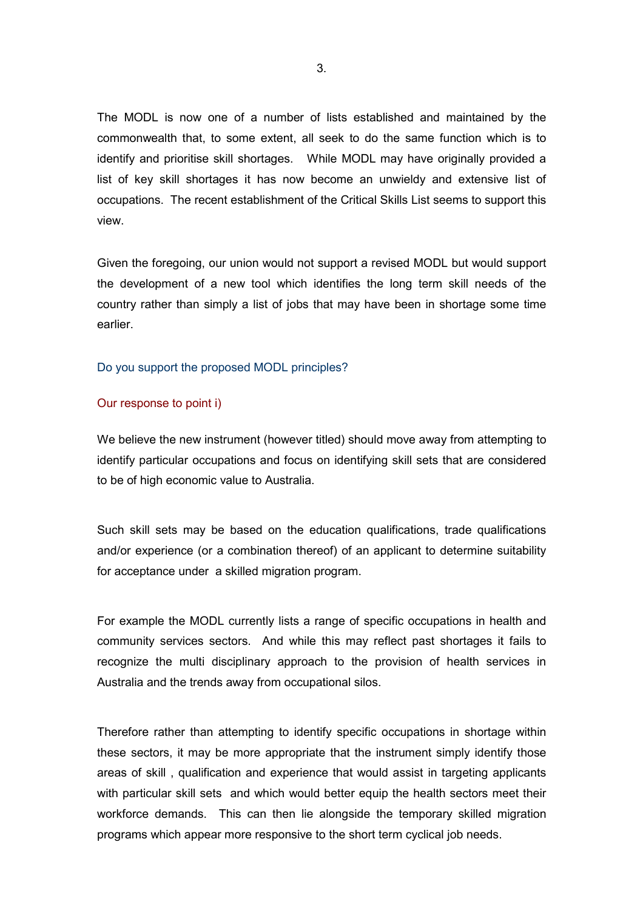The MODL is now one of a number of lists established and maintained by the commonwealth that, to some extent, all seek to do the same function which is to identify and prioritise skill shortages. While MODL may have originally provided a list of key skill shortages it has now become an unwieldy and extensive list of occupations. The recent establishment of the Critical Skills List seems to support this view.

Given the foregoing, our union would not support a revised MODL but would support the development of a new tool which identifies the long term skill needs of the country rather than simply a list of jobs that may have been in shortage some time earlier.

### Do you support the proposed MODL principles?

#### Our response to point i)

We believe the new instrument (however titled) should move away from attempting to identify particular occupations and focus on identifying skill sets that are considered to be of high economic value to Australia.

Such skill sets may be based on the education qualifications, trade qualifications and/or experience (or a combination thereof) of an applicant to determine suitability for acceptance under a skilled migration program.

For example the MODL currently lists a range of specific occupations in health and community services sectors. And while this may reflect past shortages it fails to recognize the multi disciplinary approach to the provision of health services in Australia and the trends away from occupational silos.

Therefore rather than attempting to identify specific occupations in shortage within these sectors, it may be more appropriate that the instrument simply identify those areas of skill , qualification and experience that would assist in targeting applicants with particular skill sets and which would better equip the health sectors meet their workforce demands. This can then lie alongside the temporary skilled migration programs which appear more responsive to the short term cyclical job needs.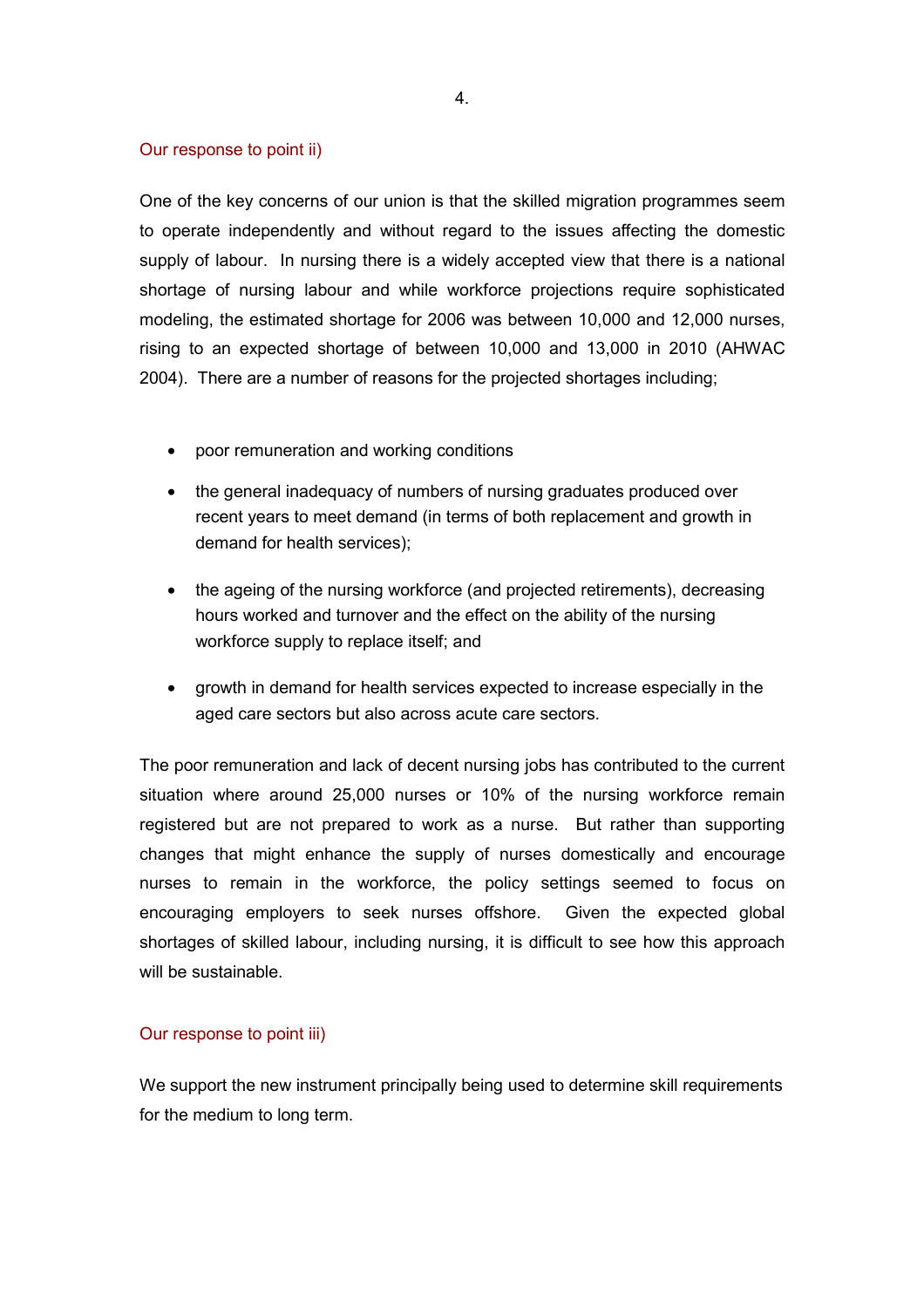### Our response to point ii)

One of the key concerns of our union is that the skilled migration programmes seem to operate independently and without regard to the issues affecting the domestic supply of labour. In nursing there is a widely accepted view that there is a national shortage of nursing labour and while workforce projections require sophisticated modeling, the estimated shortage for 2006 was between 10,000 and 12,000 nurses, rising to an expected shortage of between 10,000 and 13,000 in 2010 (AHWAC 2004). There are a number of reasons for the projected shortages including;

- poor remuneration and working conditions
- the general inadequacy of numbers of nursing graduates produced over recent years to meet demand (in terms of both replacement and growth in demand for health services);
- the ageing of the nursing workforce (and projected retirements), decreasing hours worked and turnover and the effect on the ability of the nursing workforce supply to replace itself; and
- growth in demand for health services expected to increase especially in the aged care sectors but also across acute care sectors.

The poor remuneration and lack of decent nursing jobs has contributed to the current situation where around 25,000 nurses or 10% of the nursing workforce remain registered but are not prepared to work as a nurse. But rather than supporting changes that might enhance the supply of nurses domestically and encourage nurses to remain in the workforce, the policy settings seemed to focus on encouraging employers to seek nurses offshore. Given the expected global shortages of skilled labour, including nursing, it is difficult to see how this approach will be sustainable.

### Our response to point iii)

We support the new instrument principally being used to determine skill requirements for the medium to long term.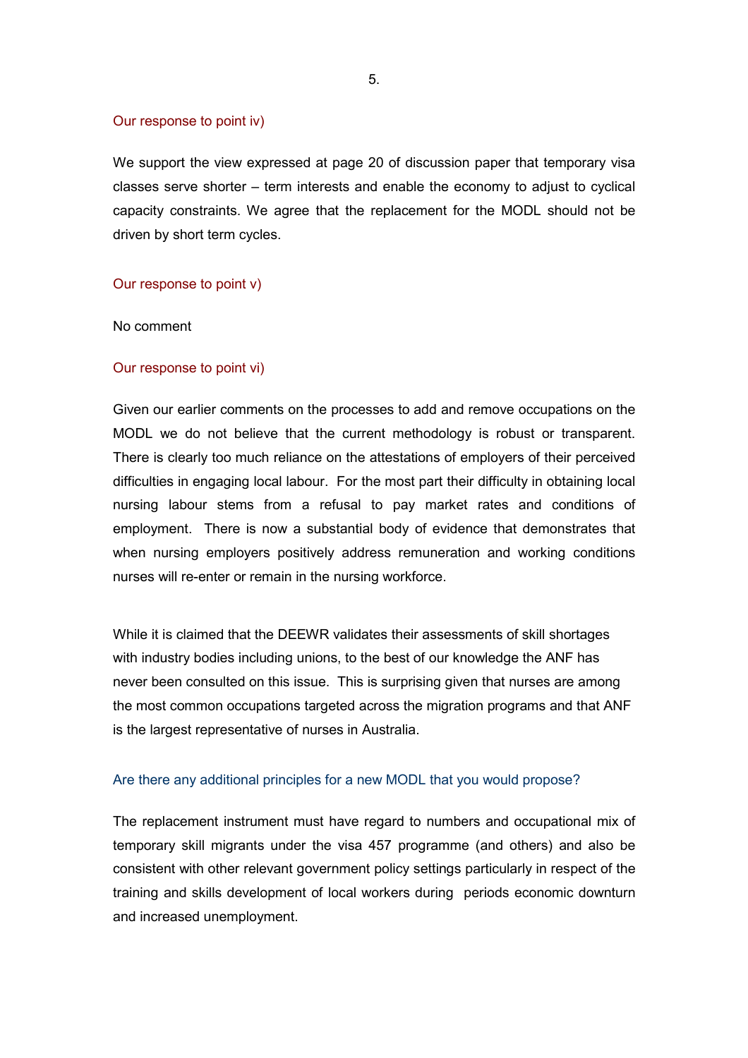### Our response to point iv)

We support the view expressed at page 20 of discussion paper that temporary visa classes serve shorter – term interests and enable the economy to adjust to cyclical capacity constraints. We agree that the replacement for the MODL should not be driven by short term cycles.

### Our response to point v)

No comment

### Our response to point vi)

Given our earlier comments on the processes to add and remove occupations on the MODL we do not believe that the current methodology is robust or transparent. There is clearly too much reliance on the attestations of employers of their perceived difficulties in engaging local labour. For the most part their difficulty in obtaining local nursing labour stems from a refusal to pay market rates and conditions of employment. There is now a substantial body of evidence that demonstrates that when nursing employers positively address remuneration and working conditions nurses will re-enter or remain in the nursing workforce.

While it is claimed that the DEEWR validates their assessments of skill shortages with industry bodies including unions, to the best of our knowledge the ANF has never been consulted on this issue. This is surprising given that nurses are among the most common occupations targeted across the migration programs and that ANF is the largest representative of nurses in Australia.

### Are there any additional principles for a new MODL that you would propose?

The replacement instrument must have regard to numbers and occupational mix of temporary skill migrants under the visa 457 programme (and others) and also be consistent with other relevant government policy settings particularly in respect of the training and skills development of local workers during periods economic downturn and increased unemployment.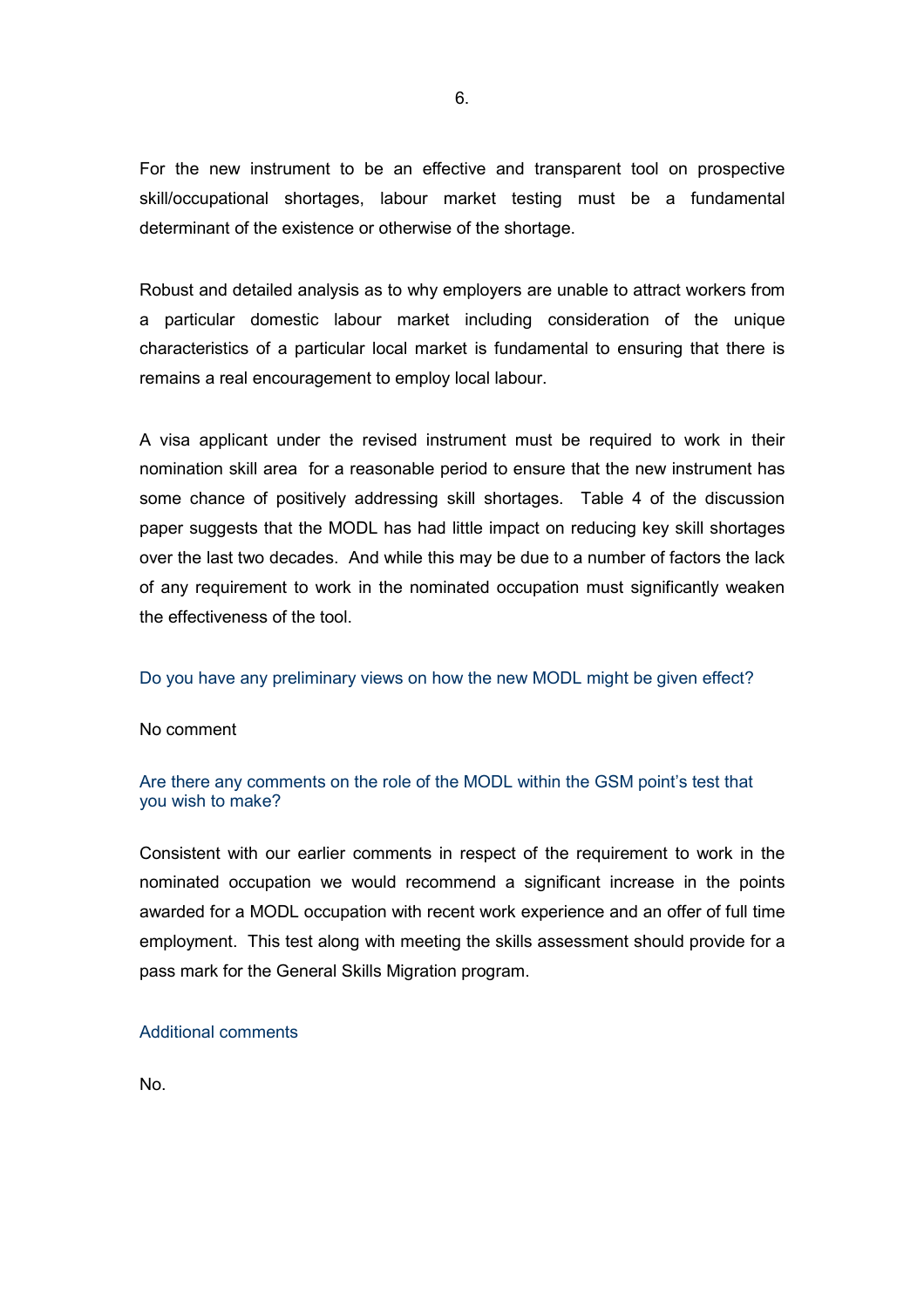For the new instrument to be an effective and transparent tool on prospective skill/occupational shortages, labour market testing must be a fundamental determinant of the existence or otherwise of the shortage.

Robust and detailed analysis as to why employers are unable to attract workers from a particular domestic labour market including consideration of the unique characteristics of a particular local market is fundamental to ensuring that there is remains a real encouragement to employ local labour.

A visa applicant under the revised instrument must be required to work in their nomination skill area for a reasonable period to ensure that the new instrument has some chance of positively addressing skill shortages. Table 4 of the discussion paper suggests that the MODL has had little impact on reducing key skill shortages over the last two decades. And while this may be due to a number of factors the lack of any requirement to work in the nominated occupation must significantly weaken the effectiveness of the tool.

### Do you have any preliminary views on how the new MODL might be given effect?

No comment

### Are there any comments on the role of the MODL within the GSM point's test that you wish to make?

Consistent with our earlier comments in respect of the requirement to work in the nominated occupation we would recommend a significant increase in the points awarded for a MODL occupation with recent work experience and an offer of full time employment. This test along with meeting the skills assessment should provide for a pass mark for the General Skills Migration program.

### Additional comments

No.